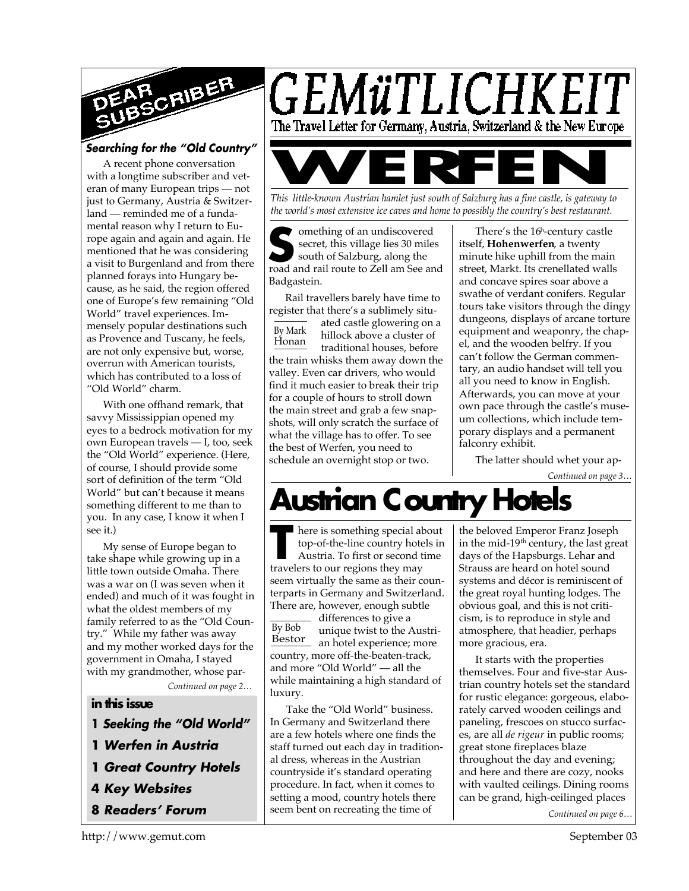# GEMüTLICHKEIT

The Travel Letter for Germany, Austria, Switzerland & the New Europe

## DEAR SUBSCRIBER

### *Searching for the "Old Country"*

A recent phone conversation with a longtime subscriber and veteran of many European trips — not just to Germany, Austria & Switzerland — reminded me of a fundamental reason why I return to Europe again and again and again. He mentioned that he was considering a visit to Burgenland and from there planned forays into Hungary because, as he said, the region offered one of Europe's few remaining "Old World" travel experiences. Immensely popular destinations such as Provence and Tuscany, he feels, are not only expensive but, worse, overrun with American tourists, which has contributed to a loss of "Old World" charm.

With one offhand remark, that savvy Mississippian opened my eyes to a bedrock motivation for my own European travels — I, too, seek the "Old World" experience. (Here, of course, I should provide some sort of definition of the term "Old World" but can't because it means something different to me than to you. In any case, I know it when I see it.)

My sense of Europe began to take shape while growing up in a little town outside Omaha. There was a war on (I was seven when it ended) and much of it was fought in what the oldest members of my family referred to as the "Old Country." While my father was away and my mother worked days for the government in Omaha, I stayed with my grandmother, whose par-

*Continued on page 2…*

**in this issue**

- **1** ***Seeking the "Old World"***
- **1** ***Werfen in Austria***
- **1** ***Great Country Hotels***
- **4** ***Key Websites***
- **8** ***Readers' Forum***

# WERFEN

*This little-known Austrian hamlet just south of Salzburg has a fine castle, is gateway to the world's most extensive ice caves and home to possibly the country's best restaurant.*

By Mark Honan

Something of an undiscovered secret, this village lies 30 miles south of Salzburg, along the road and rail route to Zell am See and Badgastein.

Rail travellers barely have time to register that there's a sublimely situated castle glowering on a hillock above a cluster of traditional houses, before the train whisks them away down the valley. Even car drivers, who would find it much easier to break their trip for a couple of hours to stroll down the main street and grab a few snapshots, will only scratch the surface of what the village has to offer. To see the best of Werfen, you need to schedule an overnight stop or two.

There's the 16th-century castle itself, **Hohenwerfen**, a twenty minute hike uphill from the main street, Markt. Its crenellated walls and concave spires soar above a swathe of verdant conifers. Regular tours take visitors through the dingy dungeons, displays of arcane torture equipment and weaponry, the chapel, and the wooden belfry. If you can't follow the German commentary, an audio handset will tell you all you need to know in English. Afterwards, you can move at your own pace through the castle's museum collections, which include temporary displays and a permanent falconry exhibit.

The latter should whet your ap-

*Continued on page 3…*

# Austrian Country Hotels

By Bob Bestor

There is something special about top-of-the-line country hotels in Austria. To first or second time travelers to our regions they may seem virtually the same as their counterparts in Germany and Switzerland. There are, however, enough subtle differences to give a unique twist to the Austrian hotel experience; more country, more off-the-beaten-track, and more "Old World" — all the while maintaining a high standard of luxury.

Take the "Old World" business. In Germany and Switzerland there are a few hotels where one finds the staff turned out each day in traditional dress, whereas in the Austrian countryside it's standard operating procedure. In fact, when it comes to setting a mood, country hotels there seem bent on recreating the time of the beloved Emperor Franz Joseph in the mid-19th century, the last great days of the Hapsburgs. Lehar and Strauss are heard on hotel sound systems and décor is reminiscent of the great royal hunting lodges. The obvious goal, and this is not criticism, is to reproduce in style and atmosphere, that headier, perhaps more gracious, era.

It starts with the properties themselves. Four and five-star Austrian country hotels set the standard for rustic elegance: gorgeous, elaborately carved wooden ceilings and paneling, frescoes on stucco surfaces, are all *de rigeur* in public rooms; great stone fireplaces blaze throughout the day and evening; and here and there are cozy, nooks with vaulted ceilings. Dining rooms can be grand, high-ceilinged places

*Continued on page 6…*

http://www.gemut.com September 03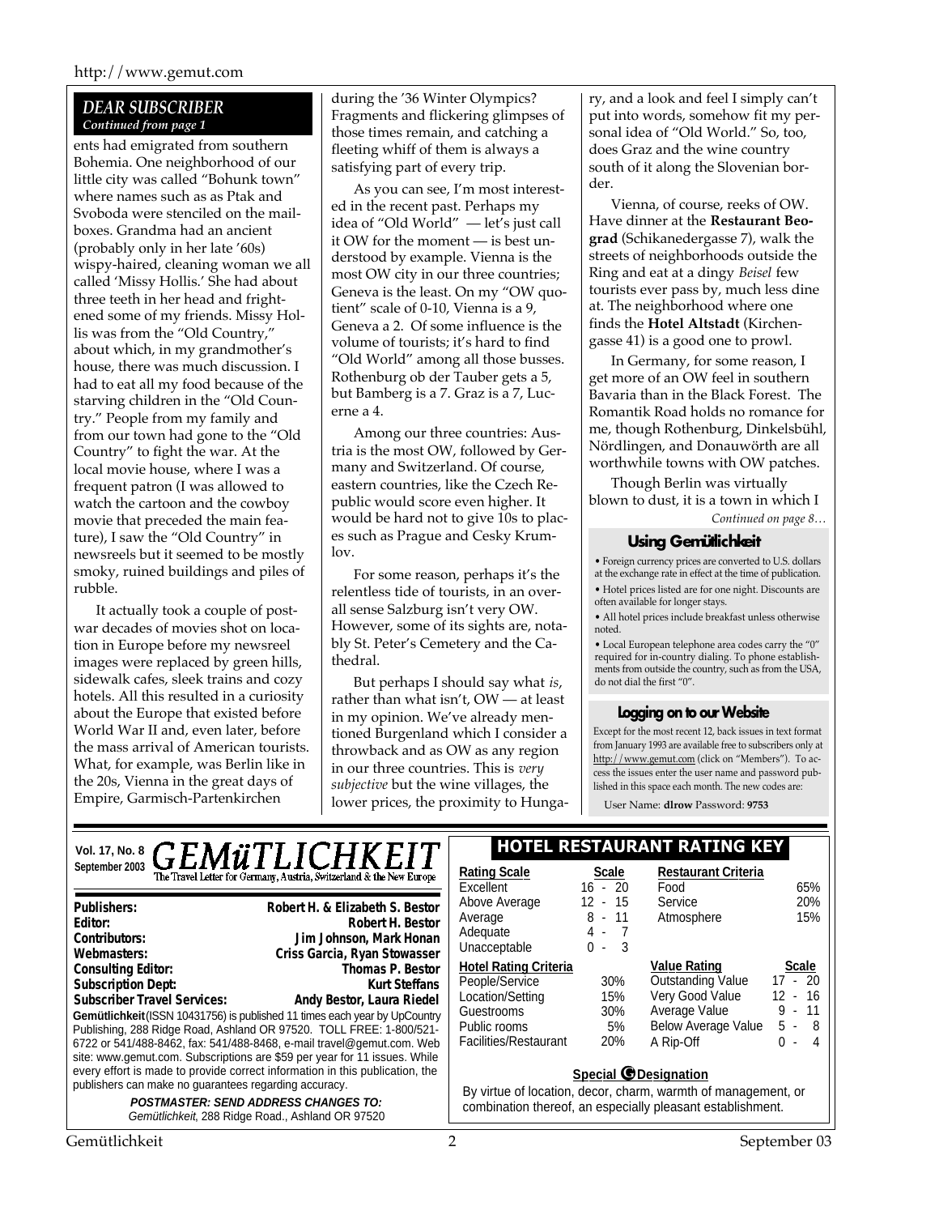## DEAR SUBSCRIBER

*Continued from page 1*

ents had emigrated from southern Bohemia. One neighborhood of our little city was called "Bohunk town" where names such as as Ptak and Svoboda were stenciled on the mailboxes. Grandma had an ancient (probably only in her late '60s) wispy-haired, cleaning woman we all called 'Missy Hollis.' She had about three teeth in her head and frightened some of my friends. Missy Hollis was from the "Old Country," about which, in my grandmother's house, there was much discussion. I had to eat all my food because of the starving children in the "Old Country." People from my family and from our town had gone to the "Old Country" to fight the war. At the local movie house, where I was a frequent patron (I was allowed to watch the cartoon and the cowboy movie that preceded the main feature), I saw the "Old Country" in newsreels but it seemed to be mostly smoky, ruined buildings and piles of rubble.

It actually took a couple of postwar decades of movies shot on location in Europe before my newsreel images were replaced by green hills, sidewalk cafes, sleek trains and cozy hotels. All this resulted in a curiosity about the Europe that existed before World War II and, even later, before the mass arrival of American tourists. What, for example, was Berlin like in the 20s, Vienna in the great days of Empire, Garmisch-Partenkirchen during the '36 Winter Olympics? Fragments and flickering glimpses of those times remain, and catching a fleeting whiff of them is always a satisfying part of every trip.

As you can see, I'm most interested in the recent past. Perhaps my idea of "Old World" — let's just call it OW for the moment — is best understood by example. Vienna is the most OW city in our three countries; Geneva is the least. On my "OW quotient" scale of 0-10, Vienna is a 9, Geneva a 2. Of some influence is the volume of tourists; it's hard to find "Old World" among all those busses. Rothenburg ob der Tauber gets a 5, but Bamberg is a 7. Graz is a 7, Lucerne a 4.

Among our three countries: Austria is the most OW, followed by Germany and Switzerland. Of course, eastern countries, like the Czech Republic would score even higher. It would be hard not to give 10s to places such as Prague and Cesky Krumlov.

For some reason, perhaps it's the relentless tide of tourists, in an overall sense Salzburg isn't very OW. However, some of its sights are, notably St. Peter's Cemetery and the Cathedral.

But perhaps I should say what *is*, rather than what isn't, OW — at least in my opinion. We've already mentioned Burgenland which I consider a throwback and as OW as any region in our three countries. This is *very subjective* but the wine villages, the lower prices, the proximity to Hungary, and a look and feel I simply can't put into words, somehow fit my personal idea of "Old World." So, too, does Graz and the wine country south of it along the Slovenian border.

Vienna, of course, reeks of OW. Have dinner at the **Restaurant Beograd** (Schikanedergasse 7), walk the streets of neighborhoods outside the Ring and eat at a dingy *Beisel* few tourists ever pass by, much less dine at. The neighborhood where one finds the **Hotel Altstadt** (Kirchengasse 41) is a good one to prowl.

In Germany, for some reason, I get more of an OW feel in southern Bavaria than in the Black Forest. The Romantik Road holds no romance for me, though Rothenburg, Dinkelsbühl, Nördlingen, and Donauwörth are all worthwhile towns with OW patches.

Though Berlin was virtually blown to dust, it is a town in which I

*Continued on page 8…*

### Using Gemütlichkeit

- Foreign currency prices are converted to U.S. dollars at the exchange rate in effect at the time of publication.
- Hotel prices listed are for one night. Discounts are often available for longer stays.
- All hotel prices include breakfast unless otherwise noted.
- Local European telephone area codes carry the "0" required for in-country dialing. To phone establishments from outside the country, such as from the USA, do not dial the first "0".

### Logging on to our Website

Except for the most recent 12, back issues in text format from January 1993 are available free to subscribers only at http://www.gemut.com (click on "Members"). To access the issues enter the user name and password published in this space each month. The new codes are:

User Name: **dlrow** Password: **9753**

---

**Vol. 17, No. 8**
**September 2003**

# GEMüTLICHKEIT

The Travel Letter for Germany, Austria, Switzerland & the New Europe

| | |
|---|---|
| **Publishers:** | **Robert H. & Elizabeth S. Bestor** |
| **Editor:** | **Robert H. Bestor** |
| **Contributors:** | **Jim Johnson, Mark Honan** |
| **Webmasters:** | **Criss Garcia, Ryan Stowasser** |
| **Consulting Editor:** | **Thomas P. Bestor** |
| **Subscription Dept:** | **Kurt Steffans** |
| **Subscriber Travel Services:** | **Andy Bestor, Laura Riedel** |

**Gemütlichkeit** (ISSN 10431756) is published 11 times each year by UpCountry Publishing, 288 Ridge Road, Ashland OR 97520. TOLL FREE: 1-800/521-6722 or 541/488-8462, fax: 541/488-8468, e-mail travel@gemut.com. Web site: www.gemut.com. Subscriptions are $59 per year for 11 issues. While every effort is made to provide correct information in this publication, the publishers can make no guarantees regarding accuracy.

**POSTMASTER: SEND ADDRESS CHANGES TO:**
*Gemütlichkeit*, 288 Ridge Road., Ashland OR 97520

### HOTEL RESTAURANT RATING KEY

| Rating Scale | Scale |
|---|---|
| Excellent | 16 - 20 |
| Above Average | 12 - 15 |
| Average | 8 - 11 |
| Adequate | 4 - 7 |
| Unacceptable | 0 - 3 |

| Restaurant Criteria | |
|---|---|
| Food | 65% |
| Service | 20% |
| Atmosphere | 15% |

| Hotel Rating Criteria | |
|---|---|
| People/Service | 30% |
| Location/Setting | 15% |
| Guestrooms | 30% |
| Public rooms | 5% |
| Facilities/Restaurant | 20% |

| Value Rating | Scale |
|---|---|
| Outstanding Value | 17 - 20 |
| Very Good Value | 12 - 16 |
| Average Value | 9 - 11 |
| Below Average Value | 5 - 8 |
| A Rip-Off | 0 - 4 |

**Special G Designation**

By virtue of location, decor, charm, warmth of management, or combination thereof, an especially pleasant establishment.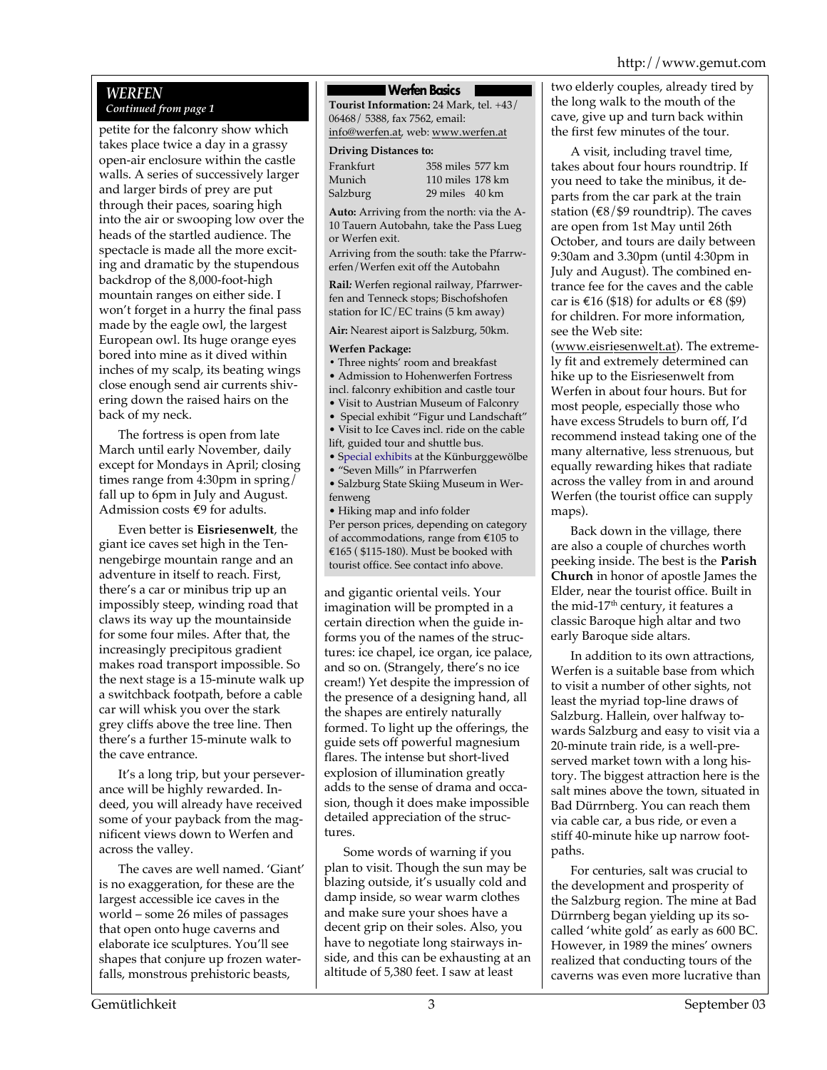## *WERFEN*

*Continued from page 1*

petite for the falconry show which takes place twice a day in a grassy open-air enclosure within the castle walls. A series of successively larger and larger birds of prey are put through their paces, soaring high into the air or swooping low over the heads of the startled audience. The spectacle is made all the more exciting and dramatic by the stupendous backdrop of the 8,000-foot-high mountain ranges on either side. I won't forget in a hurry the final pass made by the eagle owl, the largest European owl. Its huge orange eyes bored into mine as it dived within inches of my scalp, its beating wings close enough send air currents shivering down the raised hairs on the back of my neck.

The fortress is open from late March until early November, daily except for Mondays in April; closing times range from 4:30pm in spring/fall up to 6pm in July and August. Admission costs €9 for adults.

Even better is **Eisriesenwelt**, the giant ice caves set high in the Tennengebirge mountain range and an adventure in itself to reach. First, there's a car or minibus trip up an impossibly steep, winding road that claws its way up the mountainside for some four miles. After that, the increasingly precipitous gradient makes road transport impossible. So the next stage is a 15-minute walk up a switchback footpath, before a cable car will whisk you over the stark grey cliffs above the tree line. Then there's a further 15-minute walk to the cave entrance.

It's a long trip, but your perseverance will be highly rewarded. Indeed, you will already have received some of your payback from the magnificent views down to Werfen and across the valley.

The caves are well named. 'Giant' is no exaggeration, for these are the largest accessible ice caves in the world – some 26 miles of passages that open onto huge caverns and elaborate ice sculptures. You'll see shapes that conjure up frozen waterfalls, monstrous prehistoric beasts, and gigantic oriental veils. Your imagination will be prompted in a certain direction when the guide informs you of the names of the structures: ice chapel, ice organ, ice palace, and so on. (Strangely, there's no ice cream!) Yet despite the impression of the presence of a designing hand, all the shapes are entirely naturally formed. To light up the offerings, the guide sets off powerful magnesium flares. The intense but short-lived explosion of illumination greatly adds to the sense of drama and occasion, though it does make impossible detailed appreciation of the structures.

Some words of warning if you plan to visit. Though the sun may be blazing outside, it's usually cold and damp inside, so wear warm clothes and make sure your shoes have a decent grip on their soles. Also, you have to negotiate long stairways inside, and this can be exhausting at an altitude of 5,380 feet. I saw at least two elderly couples, already tired by the long walk to the mouth of the cave, give up and turn back within the first few minutes of the tour.

A visit, including travel time, takes about four hours roundtrip. If you need to take the minibus, it departs from the car park at the train station (€8/$9 roundtrip). The caves are open from 1st May until 26th October, and tours are daily between 9:30am and 3.30pm (until 4:30pm in July and August). The combined entrance fee for the caves and the cable car is €16 ($18) for adults or €8 ($9) for children. For more information, see the Web site: (www.eisriesenwelt.at). The extremely fit and extremely determined can hike up to the Eisriesenwelt from Werfen in about four hours. But for most people, especially those who have excess Strudels to burn off, I'd recommend instead taking one of the many alternative, less strenuous, but equally rewarding hikes that radiate across the valley from in and around Werfen (the tourist office can supply maps).

Back down in the village, there are also a couple of churches worth peeking inside. The best is the **Parish Church** in honor of apostle James the Elder, near the tourist office. Built in the mid-17th century, it features a classic Baroque high altar and two early Baroque side altars.

In addition to its own attractions, Werfen is a suitable base from which to visit a number of other sights, not least the myriad top-line draws of Salzburg. Hallein, over halfway towards Salzburg and easy to visit via a 20-minute train ride, is a well-preserved market town with a long history. The biggest attraction here is the salt mines above the town, situated in Bad Dürrnberg. You can reach them via cable car, a bus ride, or even a stiff 40-minute hike up narrow footpaths.

For centuries, salt was crucial to the development and prosperity of the Salzburg region. The mine at Bad Dürrnberg began yielding up its so-called 'white gold' as early as 600 BC. However, in 1989 the mines' owners realized that conducting tours of the caverns was even more lucrative than

### Werfen Basics

**Tourist Information:** 24 Mark, tel. +43/06468/ 5388, fax 7562, email: info@werfen.at, web: www.werfen.at

**Driving Distances to:**

| | | |
|---|---|---|
| Frankfurt | 358 miles | 577 km |
| Munich | 110 miles | 178 km |
| Salzburg | 29 miles | 40 km |

**Auto:** Arriving from the north: via the A-10 Tauern Autobahn, take the Pass Lueg or Werfen exit.

Arriving from the south: take the Pfarrwerfen/Werfen exit off the Autobahn

**Rail:** Werfen regional railway, Pfarrwerfen and Tenneck stops; Bischofshofen station for IC/EC trains (5 km away)

**Air:** Nearest aiport is Salzburg, 50km.

**Werfen Package:**

- Three nights' room and breakfast
- Admission to Hohenwerfen Fortress incl. falconry exhibition and castle tour
- Visit to Austrian Museum of Falconry
- Special exhibit "Figur und Landschaft"
- Visit to Ice Caves incl. ride on the cable lift, guided tour and shuttle bus.
- Special exhibits at the Künburggewölbe
- "Seven Mills" in Pfarrwerfen
- Salzburg State Skiing Museum in Werfenweng
- Hiking map and info folder

Per person prices, depending on category of accommodations, range from €105 to €165 ( $115-180). Must be booked with tourist office. See contact info above.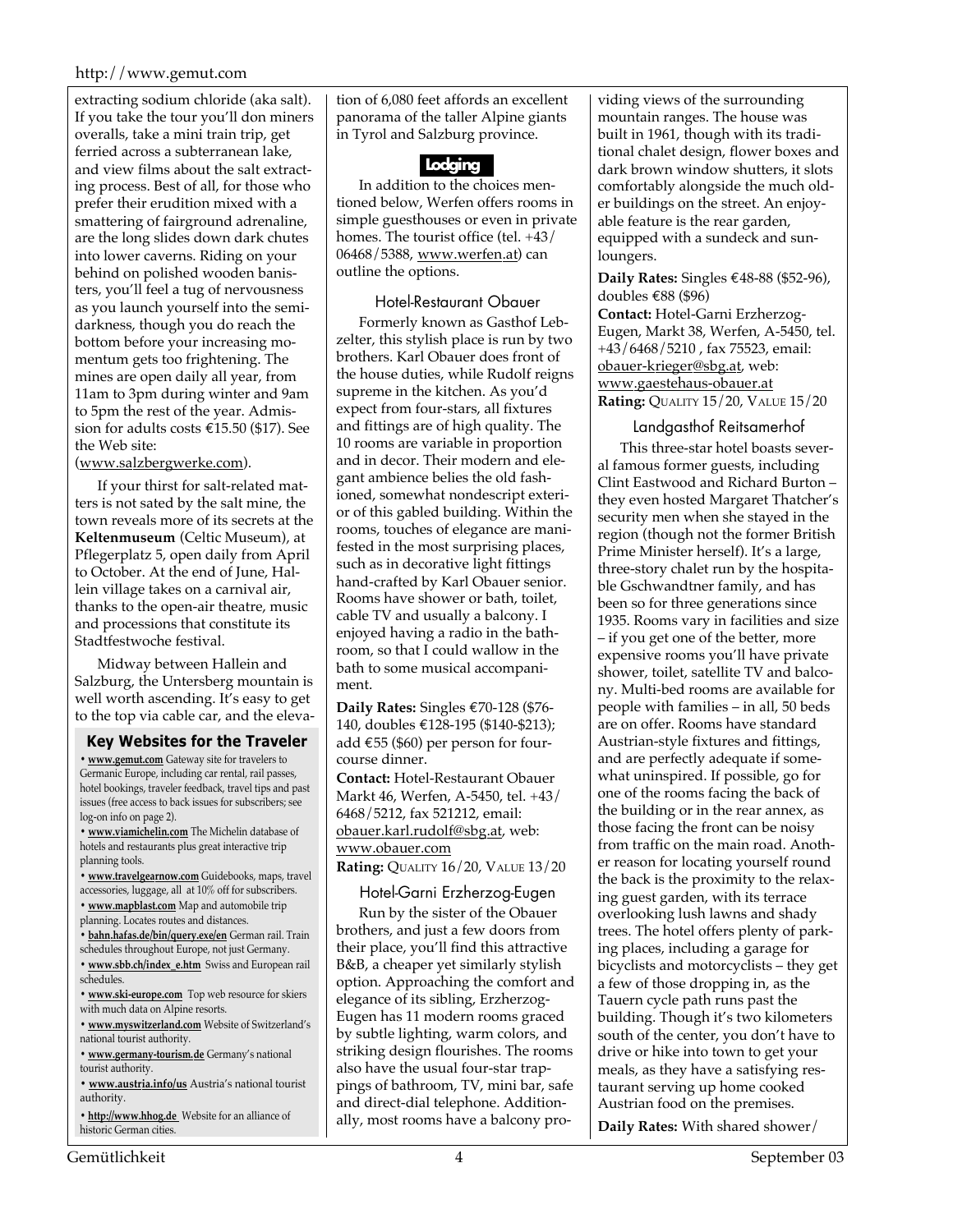extracting sodium chloride (aka salt). If you take the tour you'll don miners overalls, take a mini train trip, get ferried across a subterranean lake, and view films about the salt extracting process. Best of all, for those who prefer their erudition mixed with a smattering of fairground adrenaline, are the long slides down dark chutes into lower caverns. Riding on your behind on polished wooden banisters, you'll feel a tug of nervousness as you launch yourself into the semi-darkness, though you do reach the bottom before your increasing momentum gets too frightening. The mines are open daily all year, from 11am to 3pm during winter and 9am to 5pm the rest of the year. Admission for adults costs €15.50 ($17). See the Web site: (www.salzbergwerke.com).

If your thirst for salt-related matters is not sated by the salt mine, the town reveals more of its secrets at the **Keltenmuseum** (Celtic Museum), at Pflegerplatz 5, open daily from April to October. At the end of June, Hallein village takes on a carnival air, thanks to the open-air theatre, music and processions that constitute its Stadtfestwoche festival.

Midway between Hallein and Salzburg, the Untersberg mountain is well worth ascending. It's easy to get to the top via cable car, and the elevation of 6,080 feet affords an excellent panorama of the taller Alpine giants in Tyrol and Salzburg province.

## Lodging

In addition to the choices mentioned below, Werfen offers rooms in simple guesthouses or even in private homes. The tourist office (tel. +43/06468/5388, www.werfen.at) can outline the options.

### Hotel-Restaurant Obauer

Formerly known as Gasthof Lebzelter, this stylish place is run by two brothers. Karl Obauer does front of the house duties, while Rudolf reigns supreme in the kitchen. As you'd expect from four-stars, all fixtures and fittings are of high quality. The 10 rooms are variable in proportion and in decor. Their modern and elegant ambience belies the old fashioned, somewhat nondescript exterior of this gabled building. Within the rooms, touches of elegance are manifested in the most surprising places, such as in decorative light fittings hand-crafted by Karl Obauer senior. Rooms have shower or bath, toilet, cable TV and usually a balcony. I enjoyed having a radio in the bathroom, so that I could wallow in the bath to some musical accompaniment.

**Daily Rates:** Singles €70-128 ($76-140, doubles €128-195 ($140-$213); add €55 ($60) per person for four-course dinner.

**Contact:** Hotel-Restaurant Obauer Markt 46, Werfen, A-5450, tel. +43/6468/5212, fax 521212, email: obauer.karl.rudolf@sbg.at, web: www.obauer.com

**Rating:** QUALITY 16/20, VALUE 13/20

### Hotel-Garni Erzherzog-Eugen

Run by the sister of the Obauer brothers, and just a few doors from their place, you'll find this attractive B&B, a cheaper yet similarly stylish option. Approaching the comfort and elegance of its sibling, Erzherzog-Eugen has 11 modern rooms graced by subtle lighting, warm colors, and striking design flourishes. The rooms also have the usual four-star trappings of bathroom, TV, mini bar, safe and direct-dial telephone. Additionally, most rooms have a balcony providing views of the surrounding mountain ranges. The house was built in 1961, though with its traditional chalet design, flower boxes and dark brown window shutters, it slots comfortably alongside the much older buildings on the street. An enjoyable feature is the rear garden, equipped with a sundeck and sunloungers.

**Daily Rates:** Singles €48-88 ($52-96), doubles €88 ($96)

**Contact:** Hotel-Garni Erzherzog-Eugen, Markt 38, Werfen, A-5450, tel. +43/6468/5210 , fax 75523, email: obauer-krieger@sbg.at, web: www.gaestehaus-obauer.at

**Rating:** QUALITY 15/20, VALUE 15/20

### Landgasthof Reitsamerhof

This three-star hotel boasts several famous former guests, including Clint Eastwood and Richard Burton – they even hosted Margaret Thatcher's security men when she stayed in the region (though not the former British Prime Minister herself). It's a large, three-story chalet run by the hospitable Gschwandtner family, and has been so for three generations since 1935. Rooms vary in facilities and size – if you get one of the better, more expensive rooms you'll have private shower, toilet, satellite TV and balcony. Multi-bed rooms are available for people with families – in all, 50 beds are on offer. Rooms have standard Austrian-style fixtures and fittings, and are perfectly adequate if somewhat uninspired. If possible, go for one of the rooms facing the back of the building or in the rear annex, as those facing the front can be noisy from traffic on the main road. Another reason for locating yourself round the back is the proximity to the relaxing guest garden, with its terrace overlooking lush lawns and shady trees. The hotel offers plenty of parking places, including a garage for bicyclists and motorcyclists – they get a few of those dropping in, as the Tauern cycle path runs past the building. Though it's two kilometers south of the center, you don't have to drive or hike into town to get your meals, as they have a satisfying restaurant serving up home cooked Austrian food on the premises.

**Daily Rates:** With shared shower/

---

### Key Websites for the Traveler

- **www.gemut.com** Gateway site for travelers to Germanic Europe, including car rental, rail passes, hotel bookings, traveler feedback, travel tips and past issues (free access to back issues for subscribers; see log-on info on page 2).
- **www.viamichelin.com** The Michelin database of hotels and restaurants plus great interactive trip planning tools.
- **www.travelgearnow.com** Guidebooks, maps, travel accessories, luggage, all at 10% off for subscribers.
- **www.mapblast.com** Map and automobile trip planning. Locates routes and distances.
- **bahn.hafas.de/bin/query.exe/en** German rail. Train schedules throughout Europe, not just Germany.
- **www.sbb.ch/index_e.htm** Swiss and European rail schedules.
- **www.ski-europe.com** Top web resource for skiers with much data on Alpine resorts.
- **www.myswitzerland.com** Website of Switzerland's national tourist authority.
- **www.germany-tourism.de** Germany's national tourist authority.
- **www.austria.info/us** Austria's national tourist authority.
- **http://www.hhog.de** Website for an alliance of historic German cities.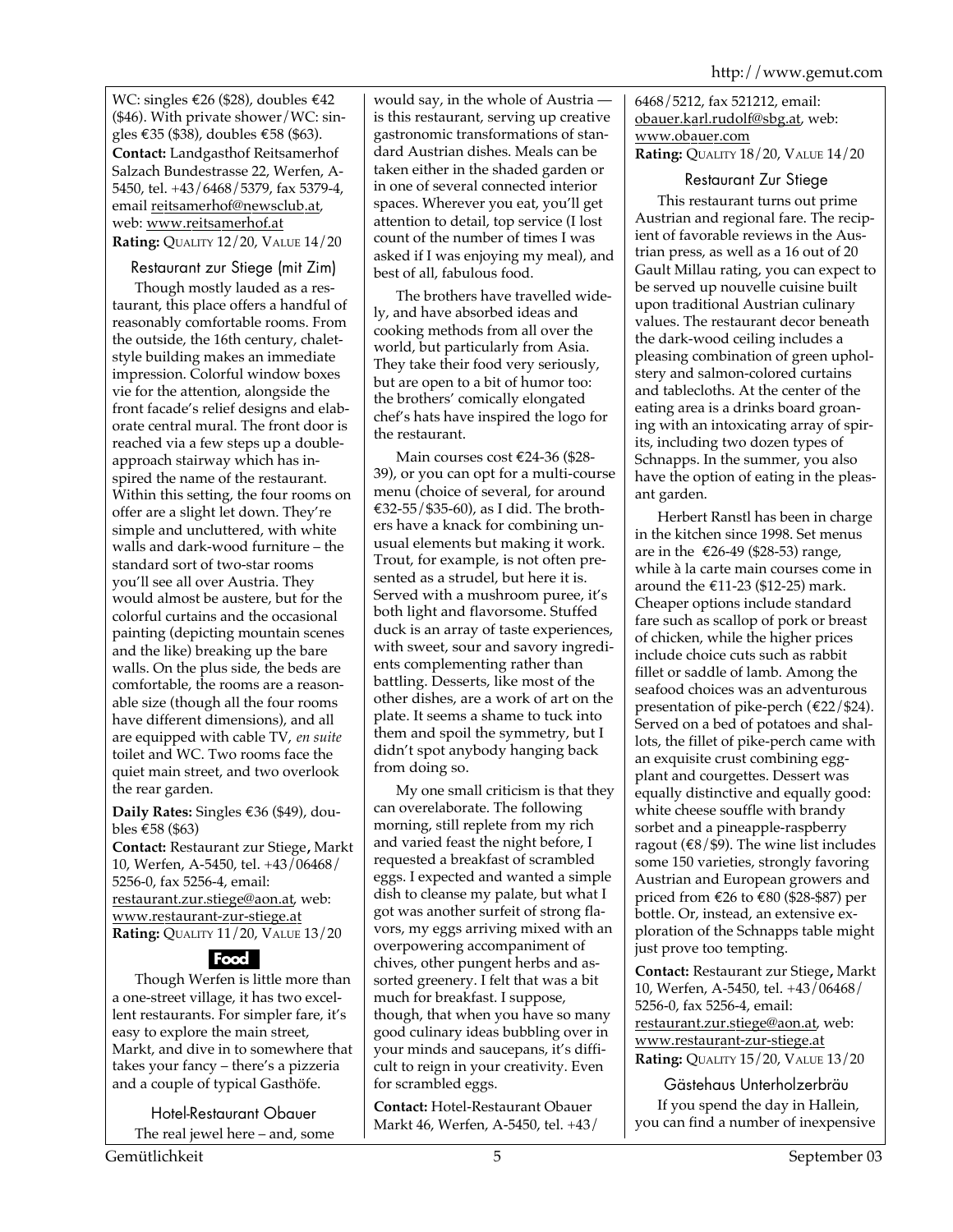WC: singles €26 ($28), doubles €42 ($46). With private shower/WC: singles €35 ($38), doubles €58 ($63).
**Contact:** Landgasthof Reitsamerhof Salzach Bundestrasse 22, Werfen, A-5450, tel. +43/6468/5379, fax 5379-4, email reitsamerhof@newsclub.at, web: www.reitsamerhof.at
**Rating:** QUALITY 12/20, VALUE 14/20

### Restaurant zur Stiege (mit Zim)

Though mostly lauded as a restaurant, this place offers a handful of reasonably comfortable rooms. From the outside, the 16th century, chalet-style building makes an immediate impression. Colorful window boxes vie for the attention, alongside the front facade's relief designs and elaborate central mural. The front door is reached via a few steps up a double-approach stairway which has inspired the name of the restaurant. Within this setting, the four rooms on offer are a slight let down. They're simple and uncluttered, with white walls and dark-wood furniture – the standard sort of two-star rooms you'll see all over Austria. They would almost be austere, but for the colorful curtains and the occasional painting (depicting mountain scenes and the like) breaking up the bare walls. On the plus side, the beds are comfortable, the rooms are a reasonable size (though all the four rooms have different dimensions), and all are equipped with cable TV, *en suite* toilet and WC. Two rooms face the quiet main street, and two overlook the rear garden.

**Daily Rates:** Singles €36 ($49), doubles €58 ($63)
**Contact:** Restaurant zur Stiege**,** Markt 10, Werfen, A-5450, tel. +43/06468/5256-0, fax 5256-4, email: restaurant.zur.stiege@aon.at, web: www.restaurant-zur-stiege.at
**Rating:** QUALITY 11/20, VALUE 13/20

## Food

Though Werfen is little more than a one-street village, it has two excellent restaurants. For simpler fare, it's easy to explore the main street, Markt, and dive in to somewhere that takes your fancy – there's a pizzeria and a couple of typical Gasthöfe.

### Hotel-Restaurant Obauer

The real jewel here – and, some would say, in the whole of Austria — is this restaurant, serving up creative gastronomic transformations of standard Austrian dishes. Meals can be taken either in the shaded garden or in one of several connected interior spaces. Wherever you eat, you'll get attention to detail, top service (I lost count of the number of times I was asked if I was enjoying my meal), and best of all, fabulous food.

The brothers have travelled widely, and have absorbed ideas and cooking methods from all over the world, but particularly from Asia. They take their food very seriously, but are open to a bit of humor too: the brothers' comically elongated chef's hats have inspired the logo for the restaurant.

Main courses cost €24-36 ($28-39), or you can opt for a multi-course menu (choice of several, for around €32-55/$35-60), as I did. The brothers have a knack for combining unusual elements but making it work. Trout, for example, is not often presented as a strudel, but here it is. Served with a mushroom puree, it's both light and flavorsome. Stuffed duck is an array of taste experiences, with sweet, sour and savory ingredients complementing rather than battling. Desserts, like most of the other dishes, are a work of art on the plate. It seems a shame to tuck into them and spoil the symmetry, but I didn't spot anybody hanging back from doing so.

My one small criticism is that they can overelaborate. The following morning, still replete from my rich and varied feast the night before, I requested a breakfast of scrambled eggs. I expected and wanted a simple dish to cleanse my palate, but what I got was another surfeit of strong flavors, my eggs arriving mixed with an overpowering accompaniment of chives, other pungent herbs and assorted greenery. I felt that was a bit much for breakfast. I suppose, though, that when you have so many good culinary ideas bubbling over in your minds and saucepans, it's difficult to reign in your creativity. Even for scrambled eggs.

**Contact:** Hotel-Restaurant Obauer Markt 46, Werfen, A-5450, tel. +43/6468/5212, fax 521212, email: obauer.karl.rudolf@sbg.at, web: www.obauer.com
**Rating:** QUALITY 18/20, VALUE 14/20

### Restaurant Zur Stiege

This restaurant turns out prime Austrian and regional fare. The recipient of favorable reviews in the Austrian press, as well as a 16 out of 20 Gault Millau rating, you can expect to be served up nouvelle cuisine built upon traditional Austrian culinary values. The restaurant decor beneath the dark-wood ceiling includes a pleasing combination of green upholstery and salmon-colored curtains and tablecloths. At the center of the eating area is a drinks board groaning with an intoxicating array of spirits, including two dozen types of Schnapps. In the summer, you also have the option of eating in the pleasant garden.

Herbert Ranstl has been in charge in the kitchen since 1998. Set menus are in the €26-49 ($28-53) range, while à la carte main courses come in around the €11-23 ($12-25) mark. Cheaper options include standard fare such as scallop of pork or breast of chicken, while the higher prices include choice cuts such as rabbit fillet or saddle of lamb. Among the seafood choices was an adventurous presentation of pike-perch (€22/$24). Served on a bed of potatoes and shallots, the fillet of pike-perch came with an exquisite crust combining eggplant and courgettes. Dessert was equally distinctive and equally good: white cheese souffle with brandy sorbet and a pineapple-raspberry ragout (€8/$9). The wine list includes some 150 varieties, strongly favoring Austrian and European growers and priced from €26 to €80 ($28-$87) per bottle. Or, instead, an extensive exploration of the Schnapps table might just prove too tempting.

**Contact:** Restaurant zur Stiege**,** Markt 10, Werfen, A-5450, tel. +43/06468/5256-0, fax 5256-4, email: restaurant.zur.stiege@aon.at, web: www.restaurant-zur-stiege.at
**Rating:** QUALITY 15/20, VALUE 13/20

### Gästehaus Unterholzerbräu

If you spend the day in Hallein, you can find a number of inexpensive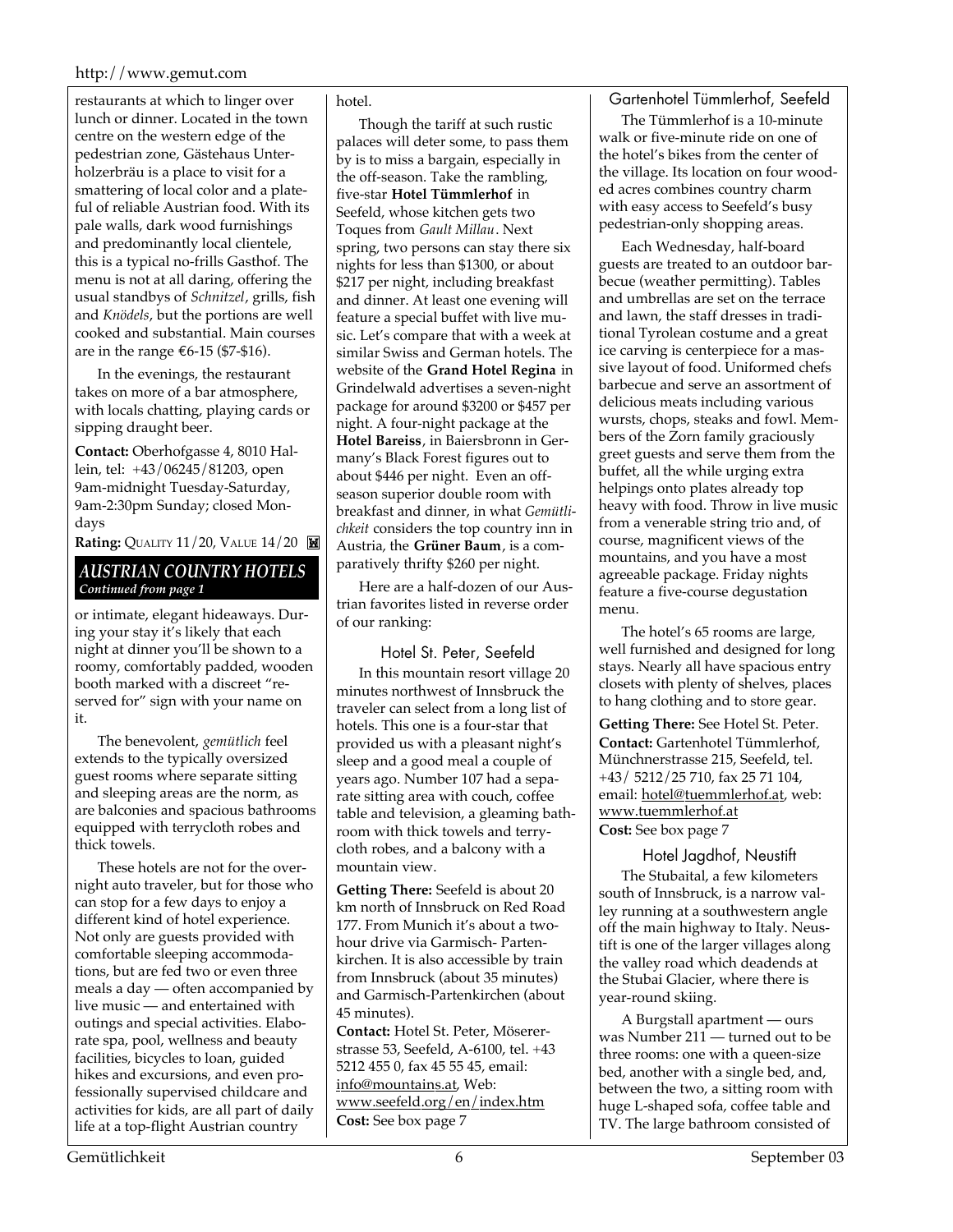restaurants at which to linger over lunch or dinner. Located in the town centre on the western edge of the pedestrian zone, Gästehaus Unterholzerbräu is a place to visit for a smattering of local color and a plateful of reliable Austrian food. With its pale walls, dark wood furnishings and predominantly local clientele, this is a typical no-frills Gasthof. The menu is not at all daring, offering the usual standbys of *Schnitzel*, grills, fish and *Knödels*, but the portions are well cooked and substantial. Main courses are in the range €6-15 ($7-$16).

In the evenings, the restaurant takes on more of a bar atmosphere, with locals chatting, playing cards or sipping draught beer.

**Contact:** Oberhofgasse 4, 8010 Hallein, tel: +43/06245/81203, open 9am-midnight Tuesday-Saturday, 9am-2:30pm Sunday; closed Mondays

**Rating:** QUALITY 11/20, VALUE 14/20

## AUSTRIAN COUNTRY HOTELS
*Continued from page 1*

or intimate, elegant hideaways. During your stay it's likely that each night at dinner you'll be shown to a roomy, comfortably padded, wooden booth marked with a discreet "reserved for" sign with your name on it.

The benevolent, *gemütlich* feel extends to the typically oversized guest rooms where separate sitting and sleeping areas are the norm, as are balconies and spacious bathrooms equipped with terrycloth robes and thick towels.

These hotels are not for the overnight auto traveler, but for those who can stop for a few days to enjoy a different kind of hotel experience. Not only are guests provided with comfortable sleeping accommodations, but are fed two or even three meals a day — often accompanied by live music — and entertained with outings and special activities. Elaborate spa, pool, wellness and beauty facilities, bicycles to loan, guided hikes and excursions, and even professionally supervised childcare and activities for kids, are all part of daily life at a top-flight Austrian country hotel.

Though the tariff at such rustic palaces will deter some, to pass them by is to miss a bargain, especially in the off-season. Take the rambling, five-star **Hotel Tümmlerhof** in Seefeld, whose kitchen gets two Toques from *Gault Millau*. Next spring, two persons can stay there six nights for less than $1300, or about $217 per night, including breakfast and dinner. At least one evening will feature a special buffet with live music. Let's compare that with a week at similar Swiss and German hotels. The website of the **Grand Hotel Regina** in Grindelwald advertises a seven-night package for around $3200 or $457 per night. A four-night package at the **Hotel Bareiss**, in Baiersbronn in Germany's Black Forest figures out to about $446 per night. Even an off-season superior double room with breakfast and dinner, in what *Gemütlichkeit* considers the top country inn in Austria, the **Grüner Baum**, is a comparatively thrifty $260 per night.

Here are a half-dozen of our Austrian favorites listed in reverse order of our ranking:

### Hotel St. Peter, Seefeld

In this mountain resort village 20 minutes northwest of Innsbruck the traveler can select from a long list of hotels. This one is a four-star that provided us with a pleasant night's sleep and a good meal a couple of years ago. Number 107 had a separate sitting area with couch, coffee table and television, a gleaming bathroom with thick towels and terrycloth robes, and a balcony with a mountain view.

**Getting There:** Seefeld is about 20 km north of Innsbruck on Red Road 177. From Munich it's about a two-hour drive via Garmisch- Partenkirchen. It is also accessible by train from Innsbruck (about 35 minutes) and Garmisch-Partenkirchen (about 45 minutes).

**Contact:** Hotel St. Peter, Mösererstrasse 53, Seefeld, A-6100, tel. +43 5212 455 0, fax 45 55 45, email: info@mountains.at, Web: www.seefeld.org/en/index.htm

**Cost:** See box page 7

### Gartenhotel Tümmlerhof, Seefeld

The Tümmlerhof is a 10-minute walk or five-minute ride on one of the hotel's bikes from the center of the village. Its location on four wooded acres combines country charm with easy access to Seefeld's busy pedestrian-only shopping areas.

Each Wednesday, half-board guests are treated to an outdoor barbecue (weather permitting). Tables and umbrellas are set on the terrace and lawn, the staff dresses in traditional Tyrolean costume and a great ice carving is centerpiece for a massive layout of food. Uniformed chefs barbecue and serve an assortment of delicious meats including various wursts, chops, steaks and fowl. Members of the Zorn family graciously greet guests and serve them from the buffet, all the while urging extra helpings onto plates already top heavy with food. Throw in live music from a venerable string trio and, of course, magnificent views of the mountains, and you have a most agreeable package. Friday nights feature a five-course degustation menu.

The hotel's 65 rooms are large, well furnished and designed for long stays. Nearly all have spacious entry closets with plenty of shelves, places to hang clothing and to store gear.

**Getting There:** See Hotel St. Peter.

**Contact:** Gartenhotel Tümmlerhof, Münchnerstrasse 215, Seefeld, tel. +43/ 5212/25 710, fax 25 71 104, email: hotel@tuemmlerhof.at, web: www.tuemmlerhof.at

**Cost:** See box page 7

### Hotel Jagdhof, Neustift

The Stubaital, a few kilometers south of Innsbruck, is a narrow valley running at a southwestern angle off the main highway to Italy. Neustift is one of the larger villages along the valley road which deadends at the Stubai Glacier, where there is year-round skiing.

A Burgstall apartment — ours was Number 211 — turned out to be three rooms: one with a queen-size bed, another with a single bed, and, between the two, a sitting room with huge L-shaped sofa, coffee table and TV. The large bathroom consisted of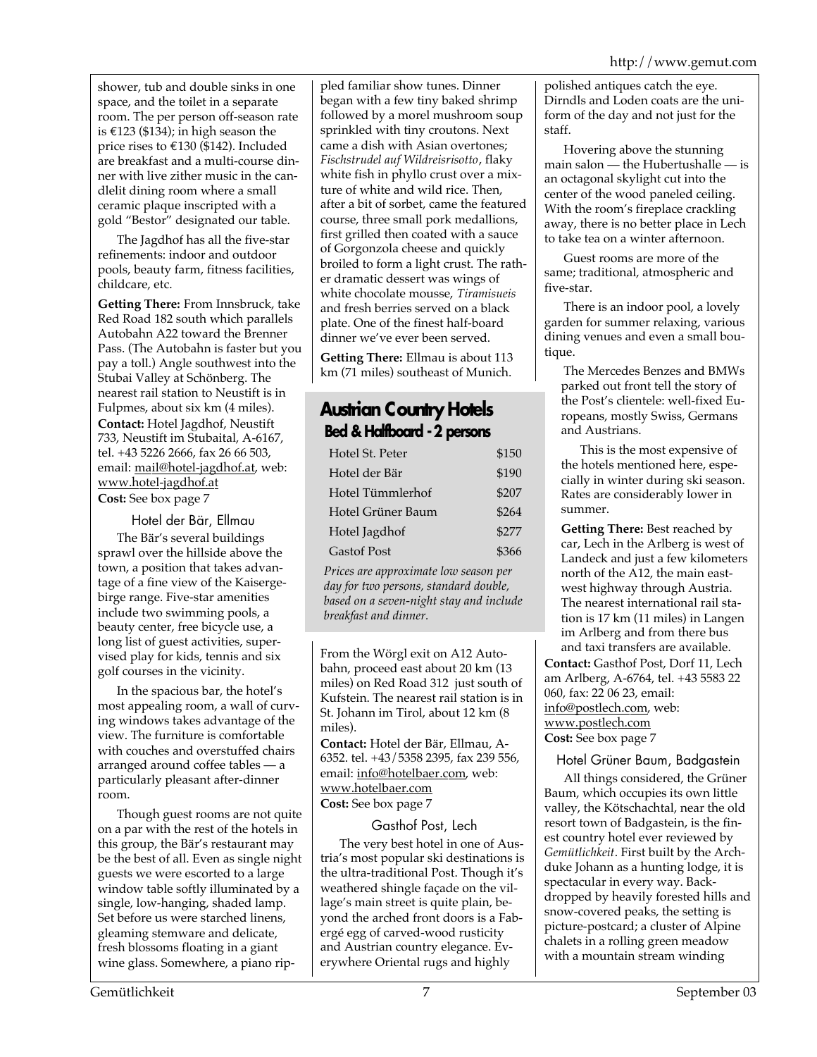shower, tub and double sinks in one space, and the toilet in a separate room. The per person off-season rate is €123 ($134); in high season the price rises to €130 ($142). Included are breakfast and a multi-course dinner with live zither music in the candlelit dining room where a small ceramic plaque inscripted with a gold "Bestor" designated our table.

The Jagdhof has all the five-star refinements: indoor and outdoor pools, beauty farm, fitness facilities, childcare, etc.

**Getting There:** From Innsbruck, take Red Road 182 south which parallels Autobahn A22 toward the Brenner Pass. (The Autobahn is faster but you pay a toll.) Angle southwest into the Stubai Valley at Schönberg. The nearest rail station to Neustift is in Fulpmes, about six km (4 miles).

**Contact:** Hotel Jagdhof, Neustift 733, Neustift im Stubaital, A-6167, tel. +43 5226 2666, fax 26 66 503, email: mail@hotel-jagdhof.at, web: www.hotel-jagdhof.at

**Cost:** See box page 7

### Hotel der Bär, Ellmau

The Bär's several buildings sprawl over the hillside above the town, a position that takes advantage of a fine view of the Kaisergebirge range. Five-star amenities include two swimming pools, a beauty center, free bicycle use, a long list of guest activities, supervised play for kids, tennis and six golf courses in the vicinity.

In the spacious bar, the hotel's most appealing room, a wall of curving windows takes advantage of the view. The furniture is comfortable with couches and overstuffed chairs arranged around coffee tables — a particularly pleasant after-dinner room.

Though guest rooms are not quite on a par with the rest of the hotels in this group, the Bär's restaurant may be the best of all. Even as single night guests we were escorted to a large window table softly illuminated by a single, low-hanging, shaded lamp. Set before us were starched linens, gleaming stemware and delicate, fresh blossoms floating in a giant wine glass. Somewhere, a piano rippled familiar show tunes. Dinner began with a few tiny baked shrimp followed by a morel mushroom soup sprinkled with tiny croutons. Next came a dish with Asian overtones; *Fischstrudel auf Wildreisrisotto*, flaky white fish in phyllo crust over a mixture of white and wild rice. Then, after a bit of sorbet, came the featured course, three small pork medallions, first grilled then coated with a sauce of Gorgonzola cheese and quickly broiled to form a light crust. The rather dramatic dessert was wings of white chocolate mousse, *Tiramisueis* and fresh berries served on a black plate. One of the finest half-board dinner we've ever been served.

**Getting There:** Ellmau is about 113 km (71 miles) southeast of Munich.

From the Wörgl exit on A12 Autobahn, proceed east about 20 km (13 miles) on Red Road 312 just south of Kufstein. The nearest rail station is in St. Johann im Tirol, about 12 km (8 miles).

**Contact:** Hotel der Bär, Ellmau, A-6352. tel. +43/5358 2395, fax 239 556, email: info@hotelbaer.com, web: www.hotelbaer.com

**Cost:** See box page 7

## Austrian Country Hotels
### Bed & Halfboard - 2 persons

| Hotel | Price |
|---|---|
| Hotel St. Peter | $150 |
| Hotel der Bär | $190 |
| Hotel Tümmlerhof | $207 |
| Hotel Grüner Baum | $264 |
| Hotel Jagdhof | $277 |
| Gastof Post | $366 |

*Prices are approximate low season per day for two persons, standard double, based on a seven-night stay and include breakfast and dinner.*

### Gasthof Post, Lech

The very best hotel in one of Austria's most popular ski destinations is the ultra-traditional Post. Though it's weathered shingle façade on the village's main street is quite plain, beyond the arched front doors is a Fabergé egg of carved-wood rusticity and Austrian country elegance. Everywhere Oriental rugs and highly polished antiques catch the eye. Dirndls and Loden coats are the uniform of the day and not just for the staff.

Hovering above the stunning main salon — the Hubertushalle — is an octagonal skylight cut into the center of the wood paneled ceiling. With the room's fireplace crackling away, there is no better place in Lech to take tea on a winter afternoon.

Guest rooms are more of the same; traditional, atmospheric and five-star.

There is an indoor pool, a lovely garden for summer relaxing, various dining venues and even a small boutique.

The Mercedes Benzes and BMWs parked out front tell the story of the Post's clientele: well-fixed Europeans, mostly Swiss, Germans and Austrians.

This is the most expensive of the hotels mentioned here, especially in winter during ski season. Rates are considerably lower in summer.

**Getting There:** Best reached by car, Lech in the Arlberg is west of Landeck and just a few kilometers north of the A12, the main east-west highway through Austria. The nearest international rail station is 17 km (11 miles) in Langen im Arlberg and from there bus and taxi transfers are available.

**Contact:** Gasthof Post, Dorf 11, Lech am Arlberg, A-6764, tel. +43 5583 22 060, fax: 22 06 23, email: info@postlech.com, web: www.postlech.com

**Cost:** See box page 7

### Hotel Grüner Baum, Badgastein

All things considered, the Grüner Baum, which occupies its own little valley, the Kötschachtal, near the old resort town of Badgastein, is the finest country hotel ever reviewed by *Gemütlichkeit*. First built by the Archduke Johann as a hunting lodge, it is spectacular in every way. Backdropped by heavily forested hills and snow-covered peaks, the setting is picture-postcard; a cluster of Alpine chalets in a rolling green meadow with a mountain stream winding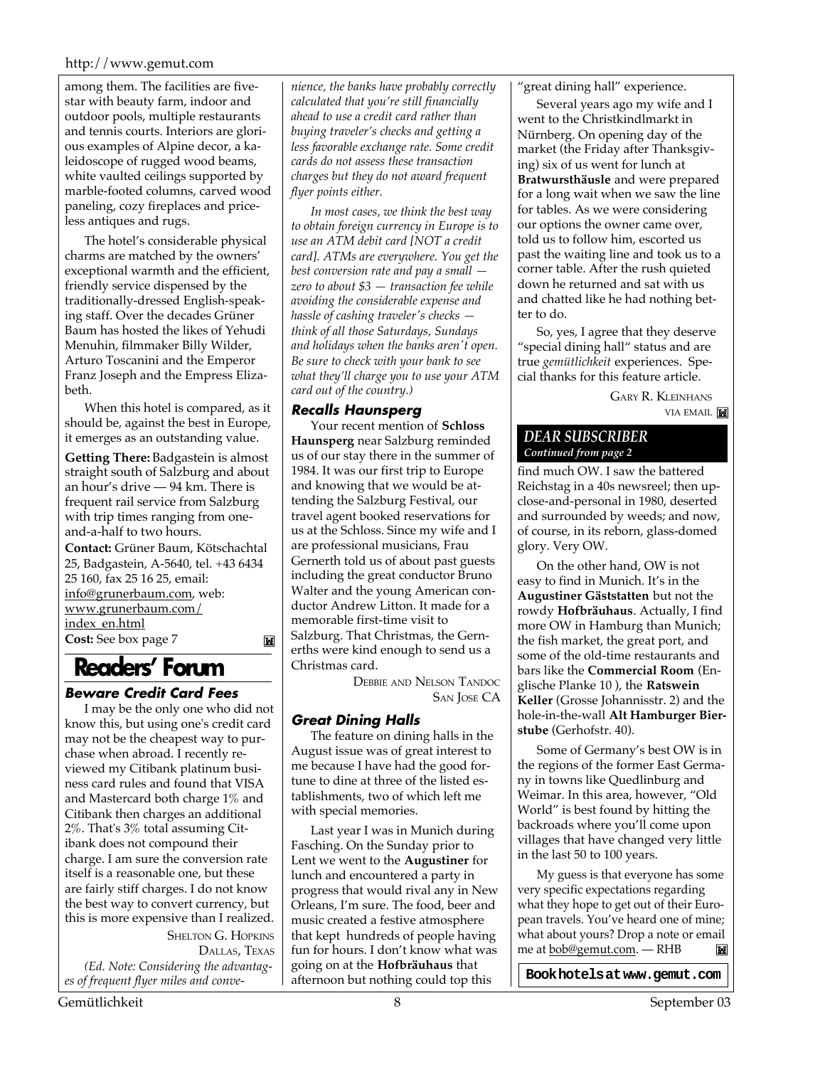among them. The facilities are five-star with beauty farm, indoor and outdoor pools, multiple restaurants and tennis courts. Interiors are glorious examples of Alpine decor, a kaleidoscope of rugged wood beams, white vaulted ceilings supported by marble-footed columns, carved wood paneling, cozy fireplaces and priceless antiques and rugs.

The hotel's considerable physical charms are matched by the owners' exceptional warmth and the efficient, friendly service dispensed by the traditionally-dressed English-speaking staff. Over the decades Grüner Baum has hosted the likes of Yehudi Menuhin, filmmaker Billy Wilder, Arturo Toscanini and the Emperor Franz Joseph and the Empress Elizabeth.

When this hotel is compared, as it should be, against the best in Europe, it emerges as an outstanding value.

**Getting There:** Badgastein is almost straight south of Salzburg and about an hour's drive — 94 km. There is frequent rail service from Salzburg with trip times ranging from one-and-a-half to two hours.

**Contact:** Grüner Baum, Kötschachtal 25, Badgastein, A-5640, tel. +43 6434 25 160, fax 25 16 25, email: info@grunerbaum.com, web: www.grunerbaum.com/index_en.html

**Cost:** See box page 7

# Readers' Forum

### Beware Credit Card Fees

I may be the only one who did not know this, but using one's credit card may not be the cheapest way to purchase when abroad. I recently reviewed my Citibank platinum business card rules and found that VISA and Mastercard both charge 1% and Citibank then charges an additional 2%. That's 3% total assuming Citibank does not compound their charge. I am sure the conversion rate itself is a reasonable one, but these are fairly stiff charges. I do not know the best way to convert currency, but this is more expensive than I realized.

SHELTON G. HOPKINS
DALLAS, TEXAS

*(Ed. Note: Considering the advantages of frequent flyer miles and convenience, the banks have probably correctly calculated that you're still financially ahead to use a credit card rather than buying traveler's checks and getting a less favorable exchange rate. Some credit cards do not assess these transaction charges but they do not award frequent flyer points either.*

*In most cases, we think the best way to obtain foreign currency in Europe is to use an ATM debit card [NOT a credit card]. ATMs are everywhere. You get the best conversion rate and pay a small — zero to about $3 — transaction fee while avoiding the considerable expense and hassle of cashing traveler's checks — think of all those Saturdays, Sundays and holidays when the banks aren't open. Be sure to check with your bank to see what they'll charge you to use your ATM card out of the country.)*

### Recalls Haunsperg

Your recent mention of **Schloss Haunsperg** near Salzburg reminded us of our stay there in the summer of 1984. It was our first trip to Europe and knowing that we would be attending the Salzburg Festival, our travel agent booked reservations for us at the Schloss. Since my wife and I are professional musicians, Frau Gernerth told us of about past guests including the great conductor Bruno Walter and the young American conductor Andrew Litton. It made for a memorable first-time visit to Salzburg. That Christmas, the Gernerths were kind enough to send us a Christmas card.

DEBBIE AND NELSON TANDOC
SAN JOSE CA

### Great Dining Halls

The feature on dining halls in the August issue was of great interest to me because I have had the good fortune to dine at three of the listed establishments, two of which left me with special memories.

Last year I was in Munich during Fasching. On the Sunday prior to Lent we went to the **Augustiner** for lunch and encountered a party in progress that would rival any in New Orleans, I'm sure. The food, beer and music created a festive atmosphere that kept hundreds of people having fun for hours. I don't know what was going on at the **Hofbräuhaus** that afternoon but nothing could top this "great dining hall" experience.

Several years ago my wife and I went to the Christkindlmarkt in Nürnberg. On opening day of the market (the Friday after Thanksgiving) six of us went for lunch at **Bratwursthäusle** and were prepared for a long wait when we saw the line for tables. As we were considering our options the owner came over, told us to follow him, escorted us past the waiting line and took us to a corner table. After the rush quieted down he returned and sat with us and chatted like he had nothing better to do.

So, yes, I agree that they deserve "special dining hall" status and are true *gemütlichkeit* experiences. Special thanks for this feature article.

GARY R. KLEINHANS
VIA EMAIL

## DEAR SUBSCRIBER
*Continued from page 2*

find much OW. I saw the battered Reichstag in a 40s newsreel; then up-close-and-personal in 1980, deserted and surrounded by weeds; and now, of course, in its reborn, glass-domed glory. Very OW.

On the other hand, OW is not easy to find in Munich. It's in the **Augustiner Gäststatten** but not the rowdy **Hofbräuhaus**. Actually, I find more OW in Hamburg than Munich; the fish market, the great port, and some of the old-time restaurants and bars like the **Commercial Room** (Englische Planke 10 ), the **Ratswein Keller** (Grosse Johannisstr. 2) and the hole-in-the-wall **Alt Hamburger Bierstube** (Gerhofstr. 40).

Some of Germany's best OW is in the regions of the former East Germany in towns like Quedlinburg and Weimar. In this area, however, "Old World" is best found by hitting the backroads where you'll come upon villages that have changed very little in the last 50 to 100 years.

My guess is that everyone has some very specific expectations regarding what they hope to get out of their European travels. You've heard one of mine; what about yours? Drop a note or email me at bob@gemut.com. — RHB

**Book hotels at www.gemut.com**